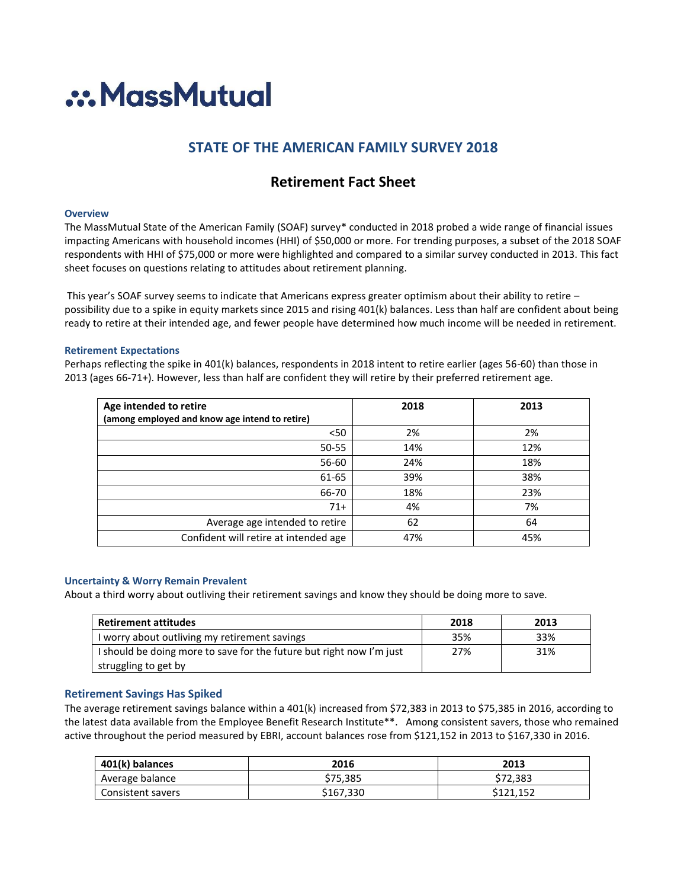# MassMutual

## STATE OF THE AMERICAN FAMILY SURVEY 2018

## Retirement Fact Sheet

### Overview

The MassMutual State of the American Family (SOAF) survey* conducted in 2018 probed a wide range of financial issues impacting Americans with household incomes (HHI) of $50,000 or more. For trending purposes, a subset of the 2018 SOAF respondents with HHI of $75,000 or more were highlighted and compared to a similar survey conducted in 2013. This fact sheet focuses on questions relating to attitudes about retirement planning.

This year's SOAF survey seems to indicate that Americans express greater optimism about their ability to retire – possibility due to a spike in equity markets since 2015 and rising 401(k) balances. Less than half are confident about being ready to retire at their intended age, and fewer people have determined how much income will be needed in retirement.

### Retirement Expectations

Perhaps reflecting the spike in 401(k) balances, respondents in 2018 intent to retire earlier (ages 56-60) than those in 2013 (ages 66-71+). However, less than half are confident they will retire by their preferred retirement age.

| Age intended to retire (among employed and know age intend to retire) | 2018 | 2013 |
|---|---|---|
| <50 | 2% | 2% |
| 50-55 | 14% | 12% |
| 56-60 | 24% | 18% |
| 61-65 | 39% | 38% |
| 66-70 | 18% | 23% |
| 71+ | 4% | 7% |
| Average age intended to retire | 62 | 64 |
| Confident will retire at intended age | 47% | 45% |

### Uncertainty & Worry Remain Prevalent

About a third worry about outliving their retirement savings and know they should be doing more to save.

| Retirement attitudes | 2018 | 2013 |
|---|---|---|
| I worry about outliving my retirement savings | 35% | 33% |
| I should be doing more to save for the future but right now I'm just struggling to get by | 27% | 31% |

### Retirement Savings Has Spiked

The average retirement savings balance within a 401(k) increased from $72,383 in 2013 to $75,385 in 2016, according to the latest data available from the Employee Benefit Research Institute**. Among consistent savers, those who remained active throughout the period measured by EBRI, account balances rose from $121,152 in 2013 to $167,330 in 2016.

| 401(k) balances | 2016 | 2013 |
|---|---|---|
| Average balance | $75,385 | $72,383 |
| Consistent savers | $167,330 | $121,152 |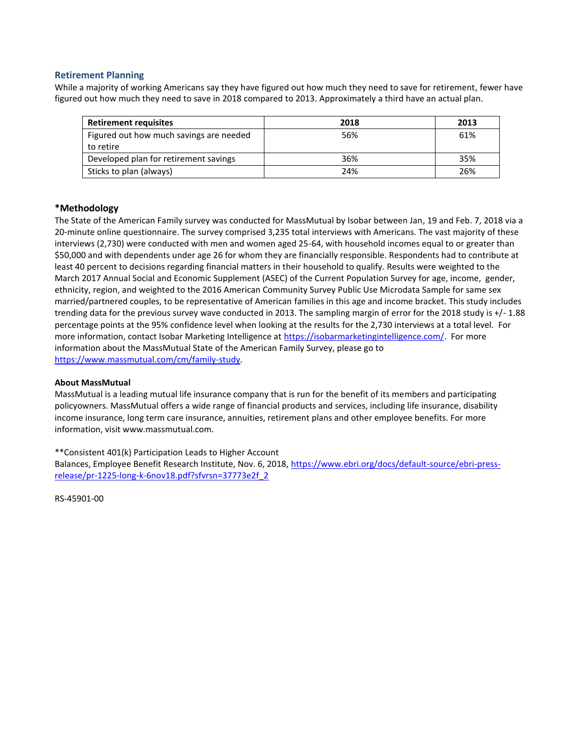### Retirement Planning

While a majority of working Americans say they have figured out how much they need to save for retirement, fewer have figured out how much they need to save in 2018 compared to 2013. Approximately a third have an actual plan.

| Retirement requisites | 2018 | 2013 |
|---|---|---|
| Figured out how much savings are needed to retire | 56% | 61% |
| Developed plan for retirement savings | 36% | 35% |
| Sticks to plan (always) | 24% | 26% |

### *Methodology

The State of the American Family survey was conducted for MassMutual by Isobar between Jan, 19 and Feb. 7, 2018 via a 20-minute online questionnaire. The survey comprised 3,235 total interviews with Americans. The vast majority of these interviews (2,730) were conducted with men and women aged 25-64, with household incomes equal to or greater than $50,000 and with dependents under age 26 for whom they are financially responsible. Respondents had to contribute at least 40 percent to decisions regarding financial matters in their household to qualify. Results were weighted to the March 2017 Annual Social and Economic Supplement (ASEC) of the Current Population Survey for age, income, gender, ethnicity, region, and weighted to the 2016 American Community Survey Public Use Microdata Sample for same sex married/partnered couples, to be representative of American families in this age and income bracket. This study includes trending data for the previous survey wave conducted in 2013. The sampling margin of error for the 2018 study is +/- 1.88 percentage points at the 95% confidence level when looking at the results for the 2,730 interviews at a total level. For more information, contact Isobar Marketing Intelligence at https://isobarmarketingintelligence.com/. For more information about the MassMutual State of the American Family Survey, please go to https://www.massmutual.com/cm/family-study.

**About MassMutual**

MassMutual is a leading mutual life insurance company that is run for the benefit of its members and participating policyowners. MassMutual offers a wide range of financial products and services, including life insurance, disability income insurance, long term care insurance, annuities, retirement plans and other employee benefits. For more information, visit www.massmutual.com.

**Consistent 401(k) Participation Leads to Higher Account Balances, Employee Benefit Research Institute, Nov. 6, 2018, https://www.ebri.org/docs/default-source/ebri-press-release/pr-1225-long-k-6nov18.pdf?sfvrsn=37773e2f_2

RS-45901-00